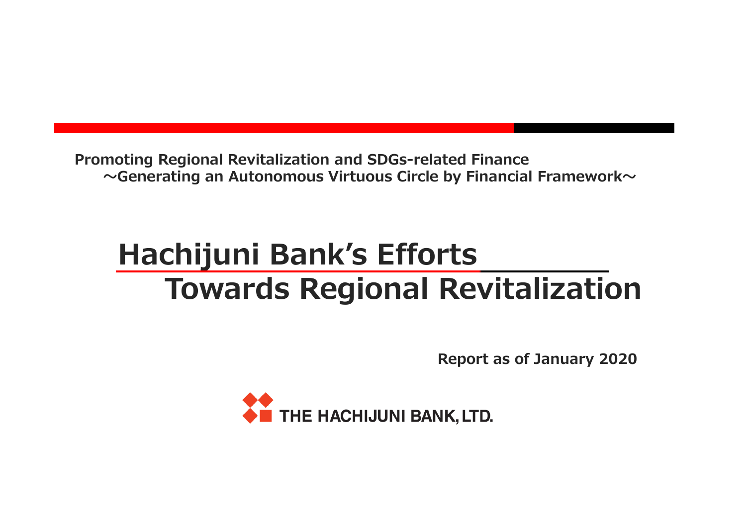**Promoting Regional Revitalization and SDGs-related Finance**
**～Generating an Autonomous Virtuous Circle by Financial Framework～**

# Hachijuni Bank's Efforts Towards Regional Revitalization

**Report as of January 2020**

THE HACHIJUNI BANK, LTD.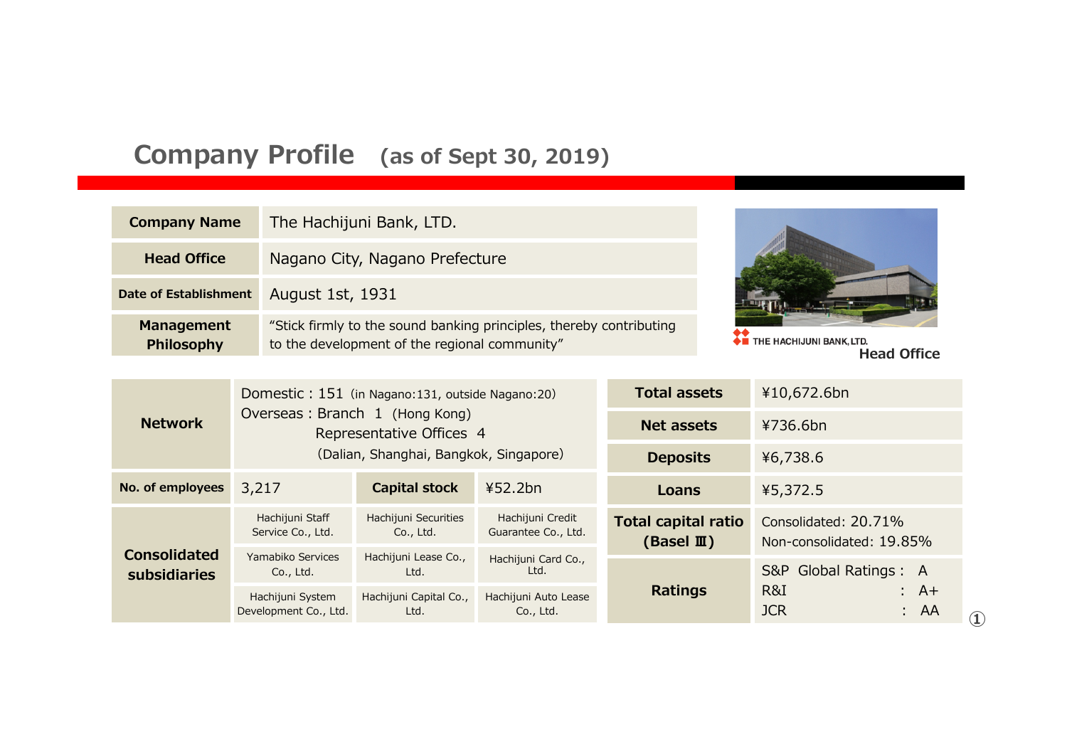# Company Profile (as of Sept 30, 2019)

| | |
|---|---|
| **Company Name** | The Hachijuni Bank, LTD. |
| **Head Office** | Nagano City, Nagano Prefecture |
| **Date of Establishment** | August 1st, 1931 |
| **Management Philosophy** | "Stick firmly to the sound banking principles, thereby contributing to the development of the regional community" |

THE HACHIJUNI BANK, LTD.
Head Office

| | | | |
|---|---|---|---|
| **Network** | Domestic : 151 (in Nagano:131, outside Nagano:20)<br>Overseas : Branch 1 (Hong Kong)<br>Representative Offices 4<br>(Dalian, Shanghai, Bangkok, Singapore) | | |
| **No. of employees** | 3,217 | **Capital stock** | ¥52.2bn |
| **Consolidated subsidiaries** | Hachijuni Staff Service Co., Ltd. | Hachijuni Securities Co., Ltd. | Hachijuni Credit Guarantee Co., Ltd. |
| | Yamabiko Services Co., Ltd. | Hachijuni Lease Co., Ltd. | Hachijuni Card Co., Ltd. |
| | Hachijuni System Development Co., Ltd. | Hachijuni Capital Co., Ltd. | Hachijuni Auto Lease Co., Ltd. |

| | |
|---|---|
| **Total assets** | ¥10,672.6bn |
| **Net assets** | ¥736.6bn |
| **Deposits** | ¥6,738.6 |
| **Loans** | ¥5,372.5 |
| **Total capital ratio (Basel Ⅲ)** | Consolidated: 20.71%<br>Non-consolidated: 19.85% |
| **Ratings** | S&P Global Ratings : A<br>R&I : A+<br>JCR : AA |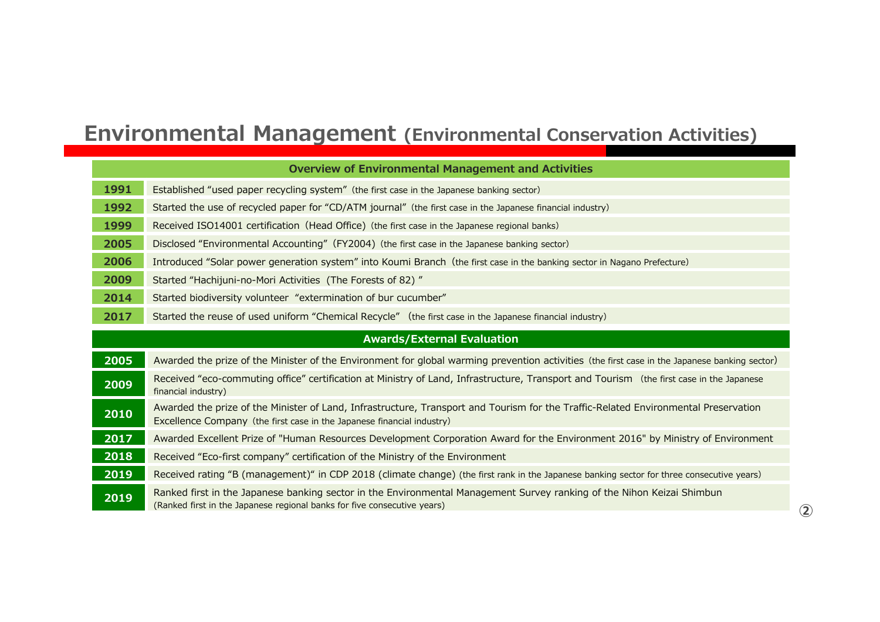# Environmental Management (Environmental Conservation Activities)

| Overview of Environmental Management and Activities | |
|---|---|
| 1991 | Established "used paper recycling system" (the first case in the Japanese banking sector) |
| 1992 | Started the use of recycled paper for "CD/ATM journal" (the first case in the Japanese financial industry) |
| 1999 | Received ISO14001 certification (Head Office) (the first case in the Japanese regional banks) |
| 2005 | Disclosed "Environmental Accounting" (FY2004) (the first case in the Japanese banking sector) |
| 2006 | Introduced "Solar power generation system" into Koumi Branch (the first case in the banking sector in Nagano Prefecture) |
| 2009 | Started "Hachijuni-no-Mori Activities (The Forests of 82) " |
| 2014 | Started biodiversity volunteer "extermination of bur cucumber" |
| 2017 | Started the reuse of used uniform "Chemical Recycle" (the first case in the Japanese financial industry) |

| Awards/External Evaluation | |
|---|---|
| 2005 | Awarded the prize of the Minister of the Environment for global warming prevention activities (the first case in the Japanese banking sector) |
| 2009 | Received "eco-commuting office" certification at Ministry of Land, Infrastructure, Transport and Tourism (the first case in the Japanese financial industry) |
| 2010 | Awarded the prize of the Minister of Land, Infrastructure, Transport and Tourism for the Traffic-Related Environmental Preservation Excellence Company (the first case in the Japanese financial industry) |
| 2017 | Awarded Excellent Prize of "Human Resources Development Corporation Award for the Environment 2016" by Ministry of Environment |
| 2018 | Received "Eco-first company" certification of the Ministry of the Environment |
| 2019 | Received rating "B (management)" in CDP 2018 (climate change) (the first rank in the Japanese banking sector for three consecutive years) |
| 2019 | Ranked first in the Japanese banking sector in the Environmental Management Survey ranking of the Nihon Keizai Shimbun (Ranked first in the Japanese regional banks for five consecutive years) |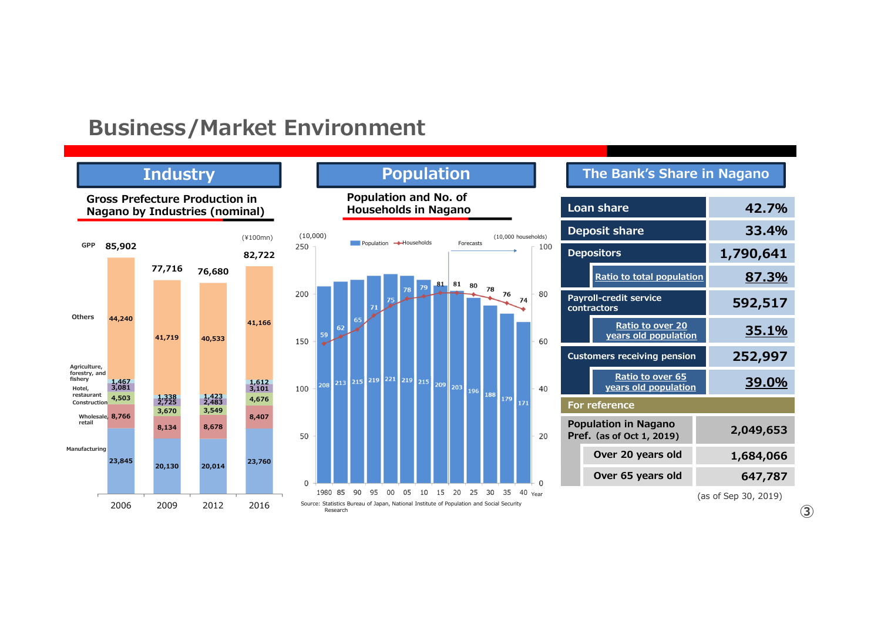# Business/Market Environment

## Industry

### Gross Prefecture Production in Nagano by Industries (nominal)

(¥100mn)

| | 2006 | 2009 | 2012 | 2016 |
|---|---|---|---|---|
| GPP | 85,902 | 77,716 | 76,680 | 82,722 |
| Others | 44,240 | 41,719 | 40,533 | 41,166 |
| Agriculture, forestry, and fishery | 1,467 | 1,338 | 1,423 | 1,612 |
| Hotel, restaurant | 3,081 | 2,725 | 2,483 | 3,101 |
| Construction | 4,503 | 3,670 | 3,549 | 4,676 |
| Wholesale, retail | 8,766 | 8,134 | 8,678 | 8,407 |
| Manufacturing | 23,845 | 20,130 | 20,014 | 23,760 |

## Population

### Population and No. of Households in Nagano

Population (10,000) / Households (10,000 households)

| Year | 1980 | 85 | 90 | 95 | 00 | 05 | 10 | 15 | 20 | 25 | 30 | 35 | 40 |
|---|---|---|---|---|---|---|---|---|---|---|---|---|---|
| Population | 208 | 213 | 215 | 219 | 221 | 219 | 215 | 209 | 203 | 196 | 188 | 179 | 171 |
| Households | 59 | 62 | 65 | 71 | 75 | 78 | 79 | 81 | 81 | 80 | 78 | 76 | 74 |

Forecasts: 2020 onward

Source: Statistics Bureau of Japan, National Institute of Population and Social Security Research

## The Bank's Share in Nagano

| Item | Value |
|---|---|
| Loan share | 42.7% |
| Deposit share | 33.4% |
| Depositors | 1,790,641 |
| Ratio to total population | 87.3% |
| Payroll-credit service contractors | 592,517 |
| Ratio to over 20 years old population | 35.1% |
| Customers receiving pension | 252,997 |
| Ratio to over 65 years old population | 39.0% |

**For reference**

| Item | Value |
|---|---|
| Population in Nagano Pref. (as of Oct 1, 2019) | 2,049,653 |
| Over 20 years old | 1,684,066 |
| Over 65 years old | 647,787 |

(as of Sep 30, 2019)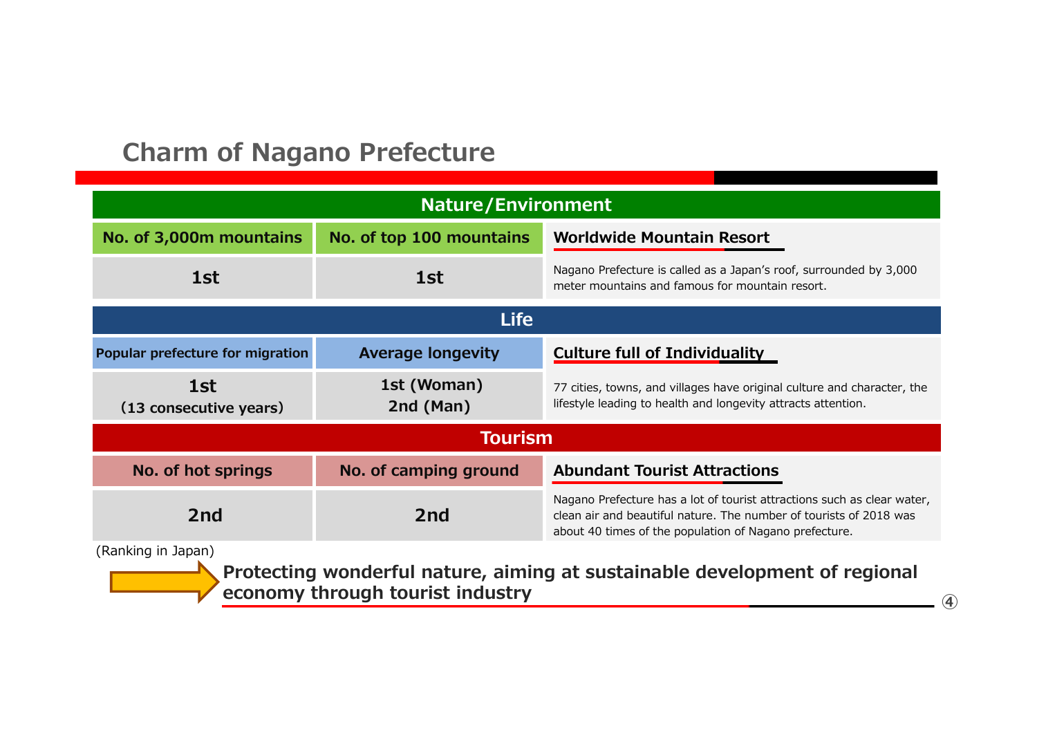# Charm of Nagano Prefecture

## Nature/Environment

| No. of 3,000m mountains | No. of top 100 mountains | Worldwide Mountain Resort |
|---|---|---|
| 1st | 1st | Nagano Prefecture is called as a Japan's roof, surrounded by 3,000 meter mountains and famous for mountain resort. |

## Life

| Popular prefecture for migration | Average longevity | Culture full of Individuality |
|---|---|---|
| 1st (13 consecutive years) | 1st (Woman) 2nd (Man) | 77 cities, towns, and villages have original culture and character, the lifestyle leading to health and longevity attracts attention. |

## Tourism

| No. of hot springs | No. of camping ground | Abundant Tourist Attractions |
|---|---|---|
| 2nd | 2nd | Nagano Prefecture has a lot of tourist attractions such as clear water, clean air and beautiful nature. The number of tourists of 2018 was about 40 times of the population of Nagano prefecture. |

(Ranking in Japan)

**Protecting wonderful nature, aiming at sustainable development of regional economy through tourist industry**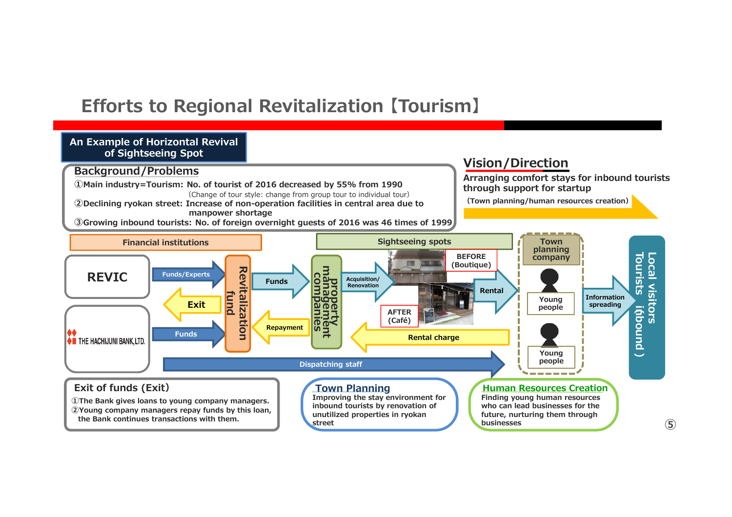# Efforts to Regional Revitalization【Tourism】

## An Example of Horizontal Revival of Sightseeing Spot

### Background/Problems

①Main industry=Tourism: No. of tourist of 2016 decreased by 55% from 1990
(Change of tour style: change from group tour to individual tour)

②Declining ryokan street: Increase of non-operation facilities in central area due to manpower shortage

③Growing inbound tourists: No. of foreign overnight guests of 2016 was 46 times of 1999

### Vision/Direction

Arranging comfort stays for inbound tourists through support for startup

(Town planning/human resources creation)

Financial institutions

Sightseeing spots

REVIC

Funds/Experts

Exit

THE HACHIJUNI BANK,LTD.

Funds

Revitalization fund

Funds

Repayment

property management companies

Acquisition/Renovation

BEFORE (Boutique)

AFTER (Café)

Rental

Rental charge

Town planning company

Young people

Young people

Information spreading

Local visitors Tourists (inbound)

Dispatching staff

### Exit of funds (Exit)

①The Bank gives loans to young company managers.
②Young company managers repay funds by this loan, the Bank continues transactions with them.

### Town Planning

Improving the stay environment for inbound tourists by renovation of unutilized properties in ryokan street

### Human Resources Creation

Finding young human resources who can lead businesses for the future, nurturing them through businesses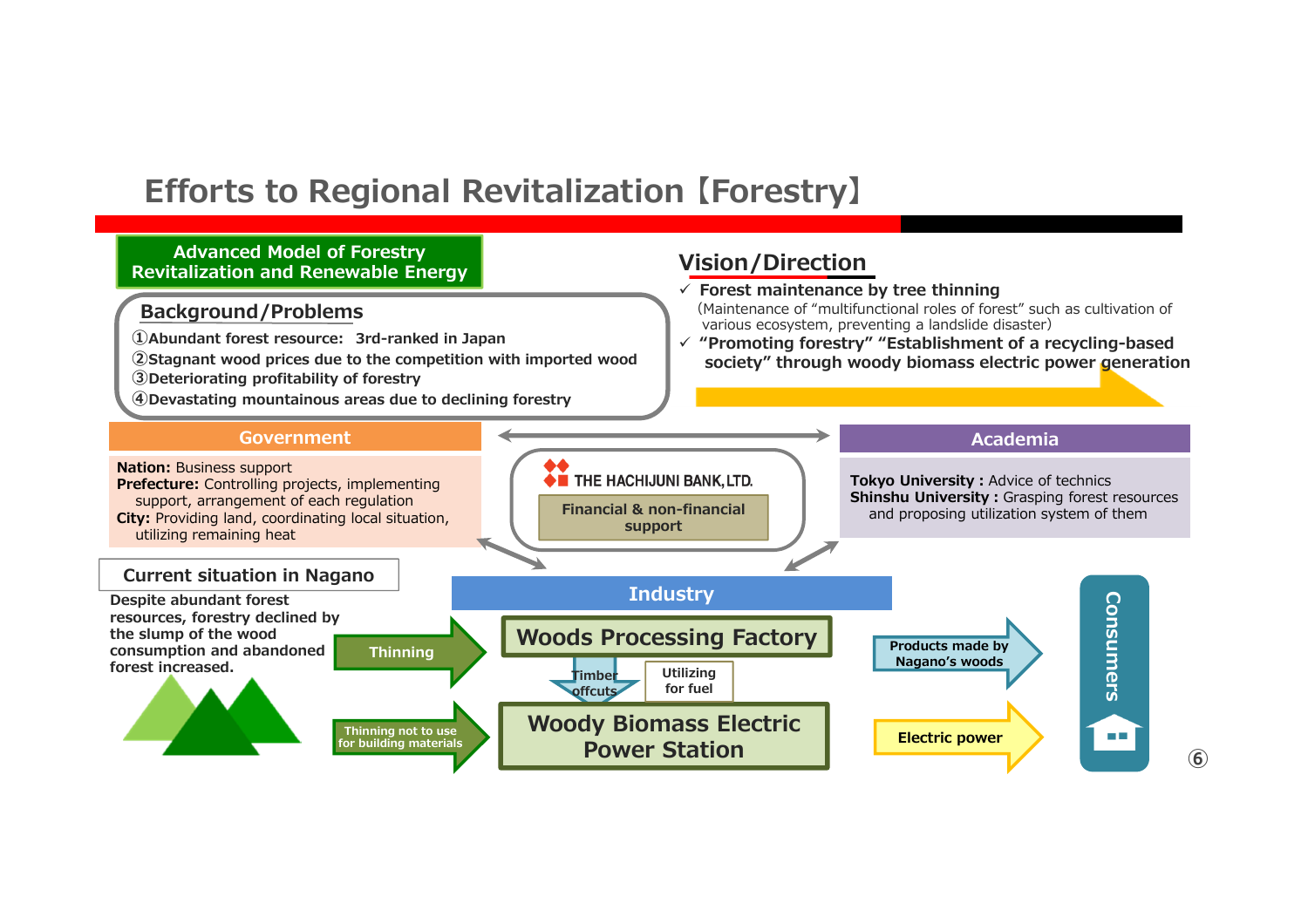# Efforts to Regional Revitalization【Forestry】

**Advanced Model of Forestry Revitalization and Renewable Energy**

## Background/Problems

①Abundant forest resource: 3rd-ranked in Japan
②Stagnant wood prices due to the competition with imported wood
③Deteriorating profitability of forestry
④Devastating mountainous areas due to declining forestry

## Vision/Direction

- ✓ **Forest maintenance by tree thinning**
  (Maintenance of "multifunctional roles of forest" such as cultivation of various ecosystem, preventing a landslide disaster)
- ✓ **"Promoting forestry" "Establishment of a recycling-based society" through woody biomass electric power generation**

### Government

**Nation:** Business support
**Prefecture:** Controlling projects, implementing support, arrangement of each regulation
**City:** Providing land, coordinating local situation, utilizing remaining heat

### THE HACHIJUNI BANK, LTD.

Financial & non-financial support

### Academia

**Tokyo University :** Advice of technics
**Shinshu University :** Grasping forest resources and proposing utilization system of them

### Current situation in Nagano

Despite abundant forest resources, forestry declined by the slump of the wood consumption and abandoned forest increased.

### Industry

- Thinning → **Woods Processing Factory** → Products made by Nagano's woods → Consumers
- Timber offcuts / Utilizing for fuel
- Thinning not to use for building materials → **Woody Biomass Electric Power Station** → Electric power → Consumers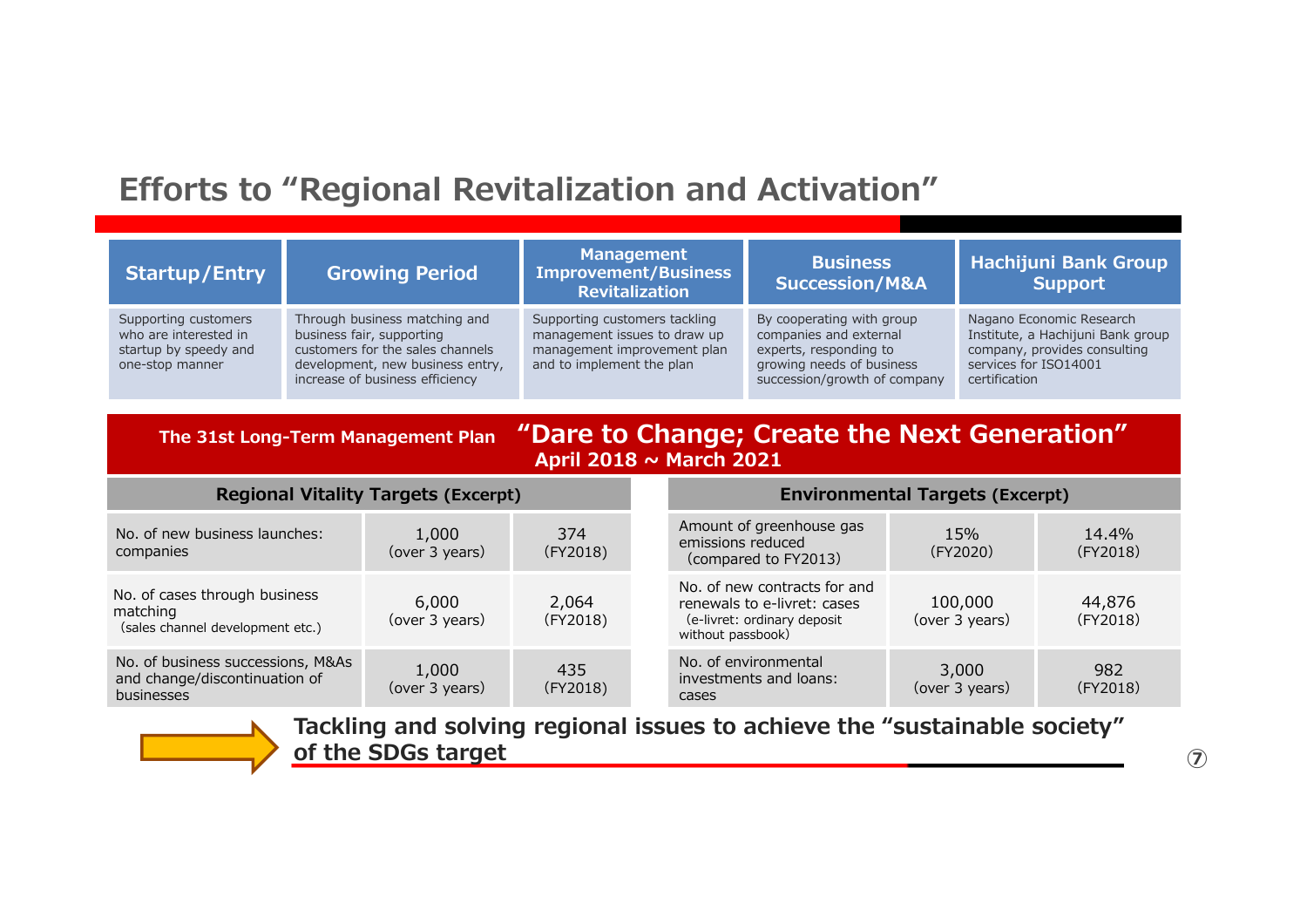# Efforts to “Regional Revitalization and Activation”

| Startup/Entry | Growing Period | Management Improvement/Business Revitalization | Business Succession/M&A | Hachijuni Bank Group Support |
|---|---|---|---|---|
| Supporting customers who are interested in startup by speedy and one-stop manner | Through business matching and business fair, supporting customers for the sales channels development, new business entry, increase of business efficiency | Supporting customers tackling management issues to draw up management improvement plan and to implement the plan | By cooperating with group companies and external experts, responding to growing needs of business succession/growth of company | Nagano Economic Research Institute, a Hachijuni Bank group company, provides consulting services for ISO14001 certification |

## The 31st Long-Term Management Plan “Dare to Change; Create the Next Generation”

**April 2018 ~ March 2021**

### Regional Vitality Targets (Excerpt)

| Item | Target | Result |
|---|---|---|
| No. of new business launches: companies | 1,000 (over 3 years) | 374 (FY2018) |
| No. of cases through business matching (sales channel development etc.) | 6,000 (over 3 years) | 2,064 (FY2018) |
| No. of business successions, M&As and change/discontinuation of businesses | 1,000 (over 3 years) | 435 (FY2018) |

### Environmental Targets (Excerpt)

| Item | Target | Result |
|---|---|---|
| Amount of greenhouse gas emissions reduced (compared to FY2013) | 15% (FY2020) | 14.4% (FY2018) |
| No. of new contracts for and renewals to e-livret: cases (e-livret: ordinary deposit without passbook) | 100,000 (over 3 years) | 44,876 (FY2018) |
| No. of environmental investments and loans: cases | 3,000 (over 3 years) | 982 (FY2018) |

**Tackling and solving regional issues to achieve the “sustainable society” of the SDGs target**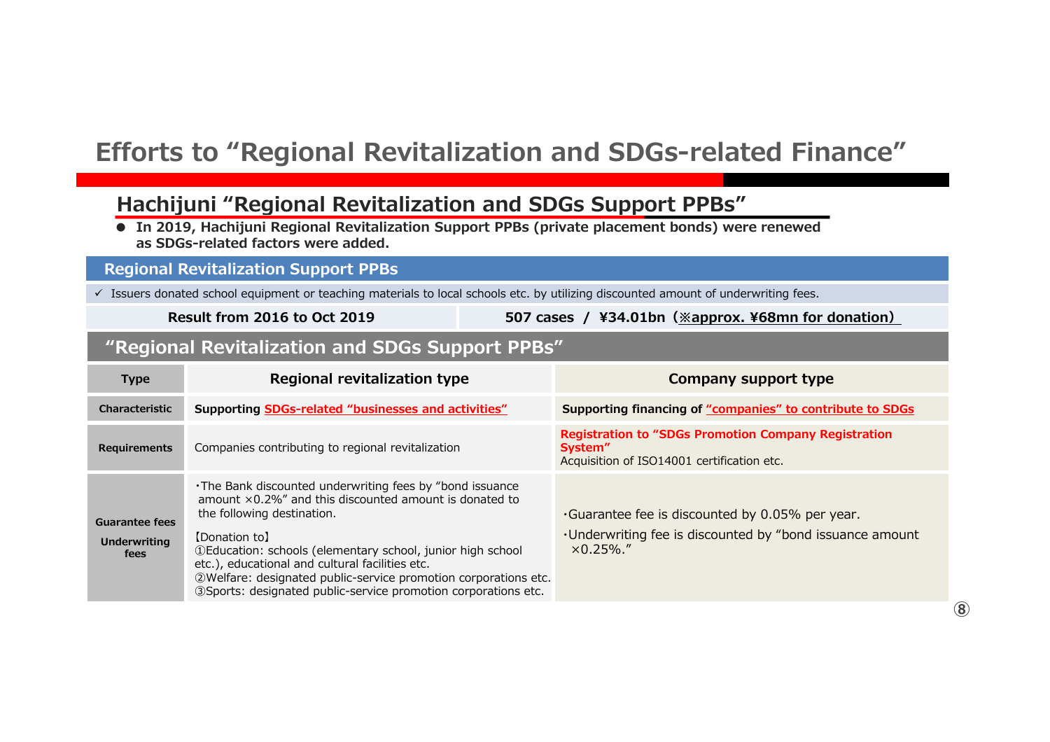# Efforts to "Regional Revitalization and SDGs-related Finance"

## Hachijuni "Regional Revitalization and SDGs Support PPBs"

- **In 2019, Hachijuni Regional Revitalization Support PPBs (private placement bonds) were renewed as SDGs-related factors were added.**

### Regional Revitalization Support PPBs

✓ Issuers donated school equipment or teaching materials to local schools etc. by utilizing discounted amount of underwriting fees.

| **Result from 2016 to Oct 2019** | **507 cases / ¥34.01bn (※approx. ¥68mn for donation)** |
|---|---|

### "Regional Revitalization and SDGs Support PPBs"

| **Type** | **Regional revitalization type** | **Company support type** |
|---|---|---|
| **Characteristic** | **Supporting SDGs-related "businesses and activities"** | **Supporting financing of "companies" to contribute to SDGs** |
| **Requirements** | Companies contributing to regional revitalization | **Registration to "SDGs Promotion Company Registration System"**<br>Acquisition of ISO14001 certification etc. |
| **Guarantee fees**<br>**Underwriting fees** | ・The Bank discounted underwriting fees by "bond issuance amount ×0.2%" and this discounted amount is donated to the following destination.<br>【Donation to】<br>①Education: schools (elementary school, junior high school etc.), educational and cultural facilities etc.<br>②Welfare: designated public-service promotion corporations etc.<br>③Sports: designated public-service promotion corporations etc. | ・Guarantee fee is discounted by 0.05% per year.<br>・Underwriting fee is discounted by "bond issuance amount ×0.25%." |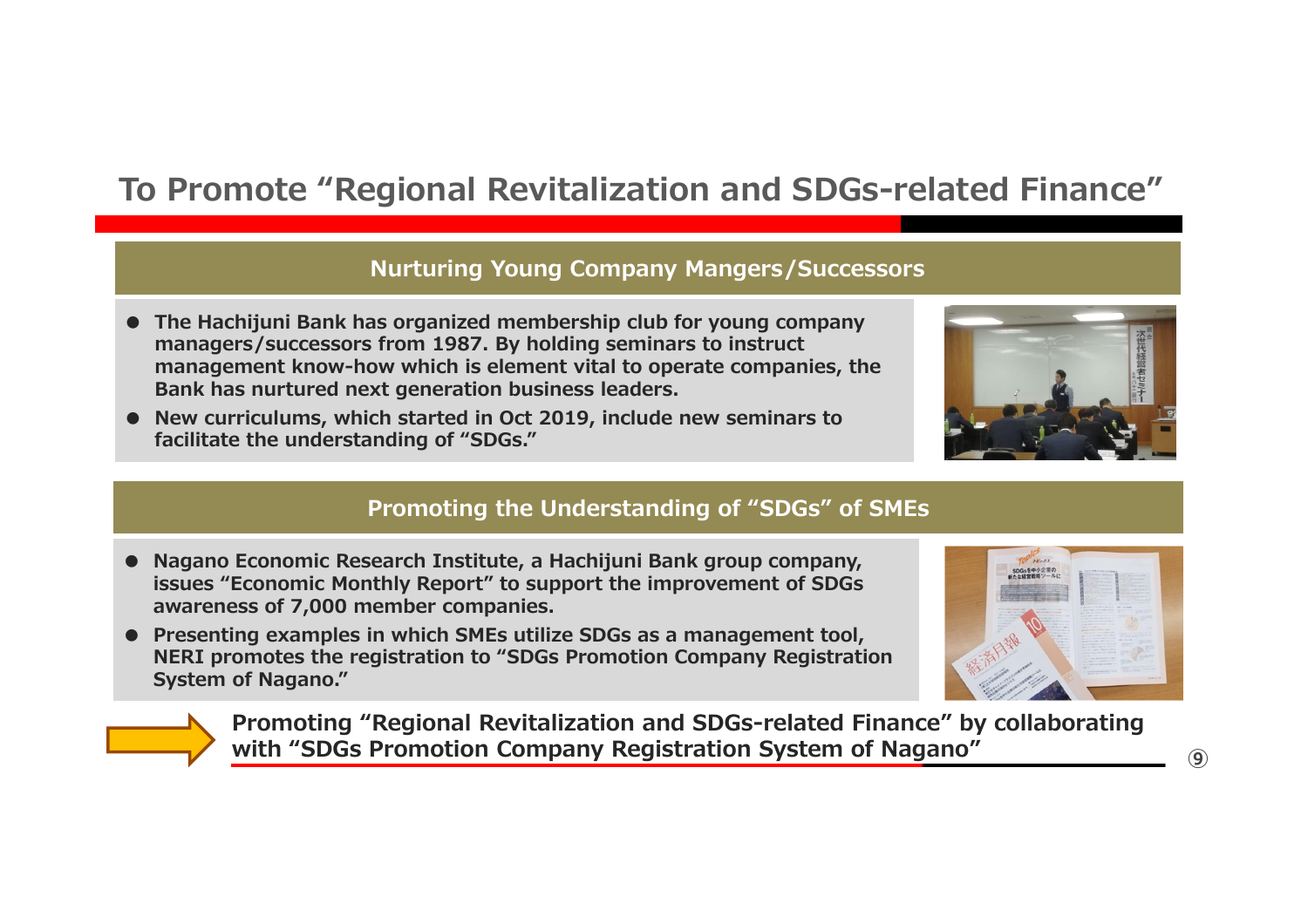# To Promote "Regional Revitalization and SDGs-related Finance"

## Nurturing Young Company Mangers/Successors

- The Hachijuni Bank has organized membership club for young company managers/successors from 1987. By holding seminars to instruct management know-how which is element vital to operate companies, the Bank has nurtured next generation business leaders.
- New curriculums, which started in Oct 2019, include new seminars to facilitate the understanding of "SDGs."

## Promoting the Understanding of "SDGs" of SMEs

- Nagano Economic Research Institute, a Hachijuni Bank group company, issues "Economic Monthly Report" to support the improvement of SDGs awareness of 7,000 member companies.
- Presenting examples in which SMEs utilize SDGs as a management tool, NERI promotes the registration to "SDGs Promotion Company Registration System of Nagano."

**Promoting "Regional Revitalization and SDGs-related Finance" by collaborating with "SDGs Promotion Company Registration System of Nagano"**